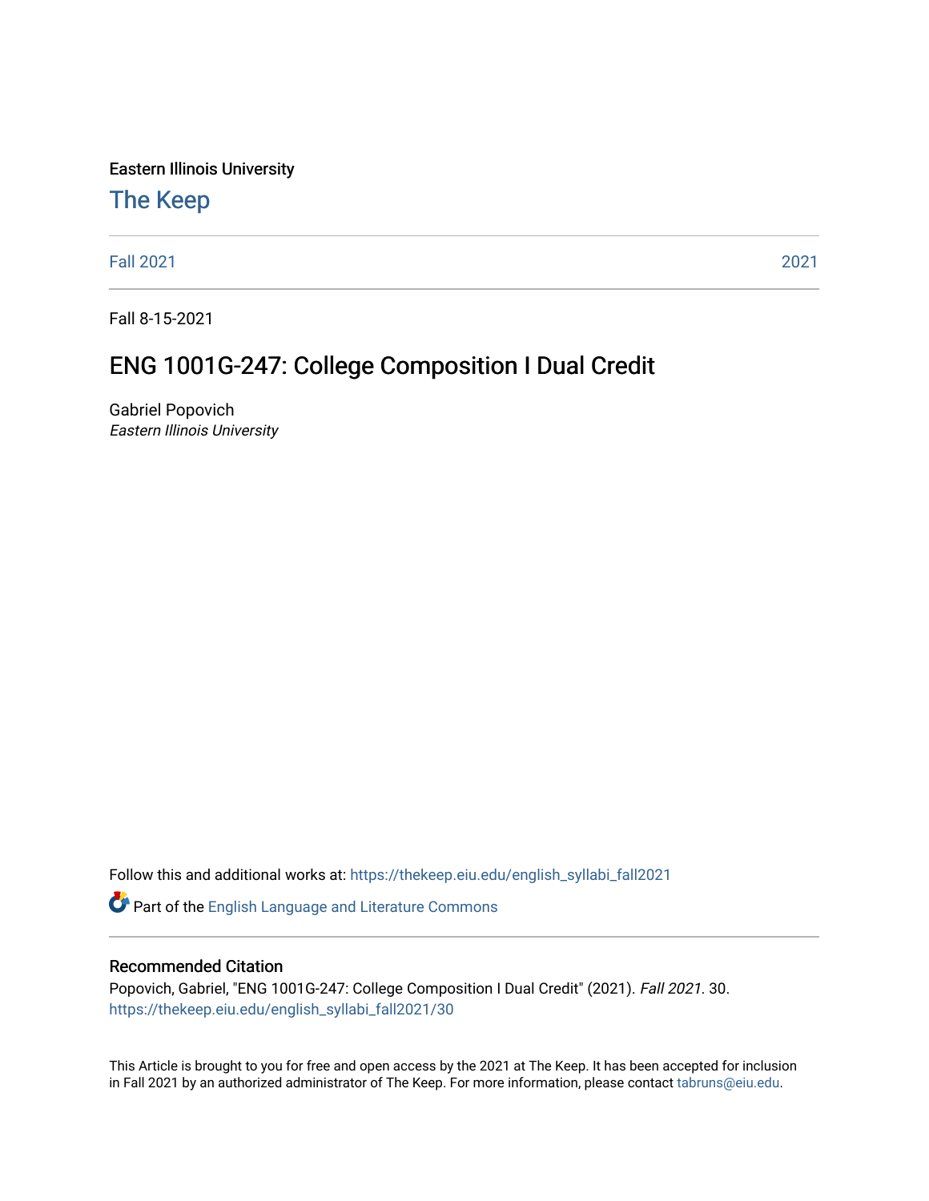Eastern Illinois University

## The Keep

Fall 2021 | 2021

Fall 8-15-2021

# ENG 1001G-247: College Composition I Dual Credit

Gabriel Popovich
*Eastern Illinois University*

Follow this and additional works at: https://thekeep.eiu.edu/english_syllabi_fall2021

Part of the English Language and Literature Commons

### Recommended Citation

Popovich, Gabriel, "ENG 1001G-247: College Composition I Dual Credit" (2021). *Fall 2021*. 30.
https://thekeep.eiu.edu/english_syllabi_fall2021/30

This Article is brought to you for free and open access by the 2021 at The Keep. It has been accepted for inclusion in Fall 2021 by an authorized administrator of The Keep. For more information, please contact tabruns@eiu.edu.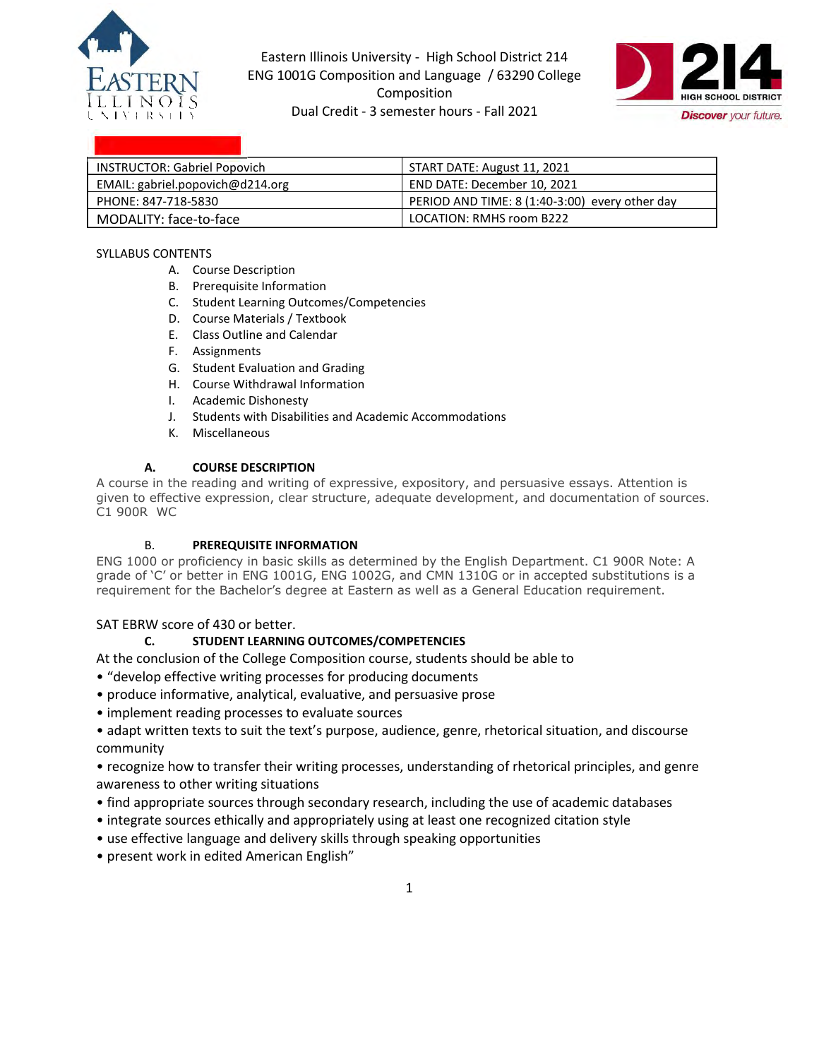Eastern Illinois University - High School District 214
ENG 1001G Composition and Language / 63290 College Composition
Dual Credit - 3 semester hours - Fall 2021

| INSTRUCTOR: Gabriel Popovich | START DATE: August 11, 2021 |
| --- | --- |
| EMAIL: gabriel.popovich@d214.org | END DATE: December 10, 2021 |
| PHONE: 847-718-5830 | PERIOD AND TIME: 8 (1:40-3:00) every other day |
| MODALITY: face-to-face | LOCATION: RMHS room B222 |

SYLLABUS CONTENTS

A. Course Description
B. Prerequisite Information
C. Student Learning Outcomes/Competencies
D. Course Materials / Textbook
E. Class Outline and Calendar
F. Assignments
G. Student Evaluation and Grading
H. Course Withdrawal Information
I. Academic Dishonesty
J. Students with Disabilities and Academic Accommodations
K. Miscellaneous

### A. COURSE DESCRIPTION

A course in the reading and writing of expressive, expository, and persuasive essays. Attention is given to effective expression, clear structure, adequate development, and documentation of sources. C1 900R WC

### B. PREREQUISITE INFORMATION

ENG 1000 or proficiency in basic skills as determined by the English Department. C1 900R Note: A grade of 'C' or better in ENG 1001G, ENG 1002G, and CMN 1310G or in accepted substitutions is a requirement for the Bachelor's degree at Eastern as well as a General Education requirement.

SAT EBRW score of 430 or better.

### C. STUDENT LEARNING OUTCOMES/COMPETENCIES

At the conclusion of the College Composition course, students should be able to

- "develop effective writing processes for producing documents
- produce informative, analytical, evaluative, and persuasive prose
- implement reading processes to evaluate sources
- adapt written texts to suit the text's purpose, audience, genre, rhetorical situation, and discourse community
- recognize how to transfer their writing processes, understanding of rhetorical principles, and genre awareness to other writing situations
- find appropriate sources through secondary research, including the use of academic databases
- integrate sources ethically and appropriately using at least one recognized citation style
- use effective language and delivery skills through speaking opportunities
- present work in edited American English"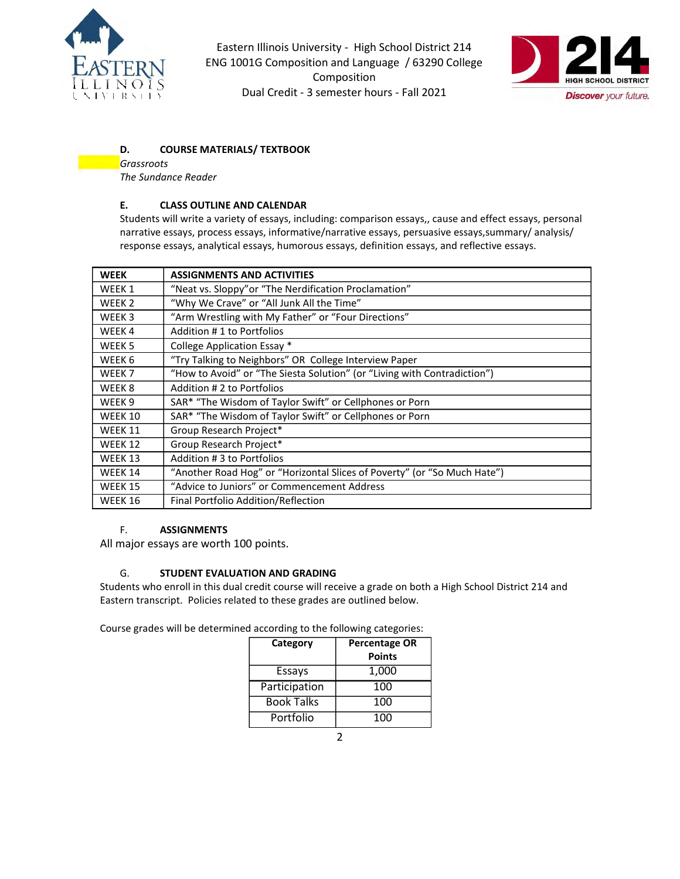Eastern Illinois University - High School District 214
ENG 1001G Composition and Language / 63290 College Composition
Dual Credit - 3 semester hours - Fall 2021

### D. COURSE MATERIALS/ TEXTBOOK

*Grassroots*
*The Sundance Reader*

### E. CLASS OUTLINE AND CALENDAR

Students will write a variety of essays, including: comparison essays,, cause and effect essays, personal narrative essays, process essays, informative/narrative essays, persuasive essays,summary/ analysis/ response essays, analytical essays, humorous essays, definition essays, and reflective essays.

| WEEK | ASSIGNMENTS AND ACTIVITIES |
|---|---|
| WEEK 1 | "Neat vs. Sloppy"or "The Nerdification Proclamation" |
| WEEK 2 | "Why We Crave" or "All Junk All the Time" |
| WEEK 3 | "Arm Wrestling with My Father" or "Four Directions" |
| WEEK 4 | Addition # 1 to Portfolios |
| WEEK 5 | College Application Essay * |
| WEEK 6 | "Try Talking to Neighbors" OR College Interview Paper |
| WEEK 7 | "How to Avoid" or "The Siesta Solution" (or "Living with Contradiction") |
| WEEK 8 | Addition # 2 to Portfolios |
| WEEK 9 | SAR* "The Wisdom of Taylor Swift" or Cellphones or Porn |
| WEEK 10 | SAR* "The Wisdom of Taylor Swift" or Cellphones or Porn |
| WEEK 11 | Group Research Project* |
| WEEK 12 | Group Research Project* |
| WEEK 13 | Addition # 3 to Portfolios |
| WEEK 14 | "Another Road Hog" or "Horizontal Slices of Poverty" (or "So Much Hate") |
| WEEK 15 | "Advice to Juniors" or Commencement Address |
| WEEK 16 | Final Portfolio Addition/Reflection |

### F. ASSIGNMENTS

All major essays are worth 100 points.

### G. STUDENT EVALUATION AND GRADING

Students who enroll in this dual credit course will receive a grade on both a High School District 214 and Eastern transcript. Policies related to these grades are outlined below.

Course grades will be determined according to the following categories:

| Category | Percentage OR Points |
|---|---|
| Essays | 1,000 |
| Participation | 100 |
| Book Talks | 100 |
| Portfolio | 100 |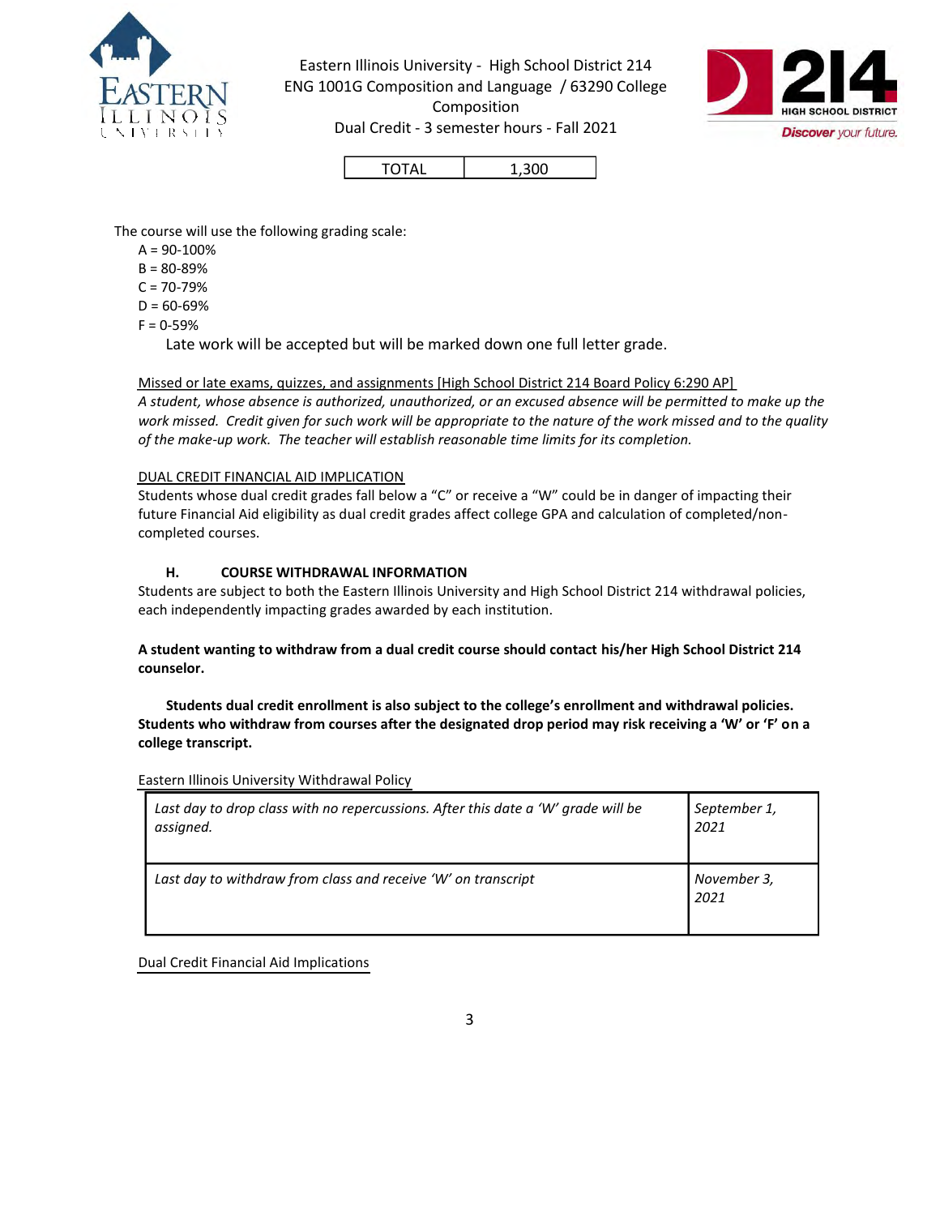| TOTAL | 1,300 |
|---|---|

The course will use the following grading scale:

- A = 90-100%
- B = 80-89%
- C = 70-79%
- D = 60-69%
- F = 0-59%

Late work will be accepted but will be marked down one full letter grade.

Missed or late exams, quizzes, and assignments [High School District 214 Board Policy 6:290 AP]

*A student, whose absence is authorized, unauthorized, or an excused absence will be permitted to make up the work missed. Credit given for such work will be appropriate to the nature of the work missed and to the quality of the make-up work. The teacher will establish reasonable time limits for its completion.*

DUAL CREDIT FINANCIAL AID IMPLICATION

Students whose dual credit grades fall below a "C" or receive a "W" could be in danger of impacting their future Financial Aid eligibility as dual credit grades affect college GPA and calculation of completed/non-completed courses.

### H. COURSE WITHDRAWAL INFORMATION

Students are subject to both the Eastern Illinois University and High School District 214 withdrawal policies, each independently impacting grades awarded by each institution.

**A student wanting to withdraw from a dual credit course should contact his/her High School District 214 counselor.**

**Students dual credit enrollment is also subject to the college's enrollment and withdrawal policies. Students who withdraw from courses after the designated drop period may risk receiving a 'W' or 'F' on a college transcript.**

Eastern Illinois University Withdrawal Policy

| | |
|---|---|
| *Last day to drop class with no repercussions. After this date a 'W' grade will be assigned.* | *September 1, 2021* |
| *Last day to withdraw from class and receive 'W' on transcript* | *November 3, 2021* |

Dual Credit Financial Aid Implications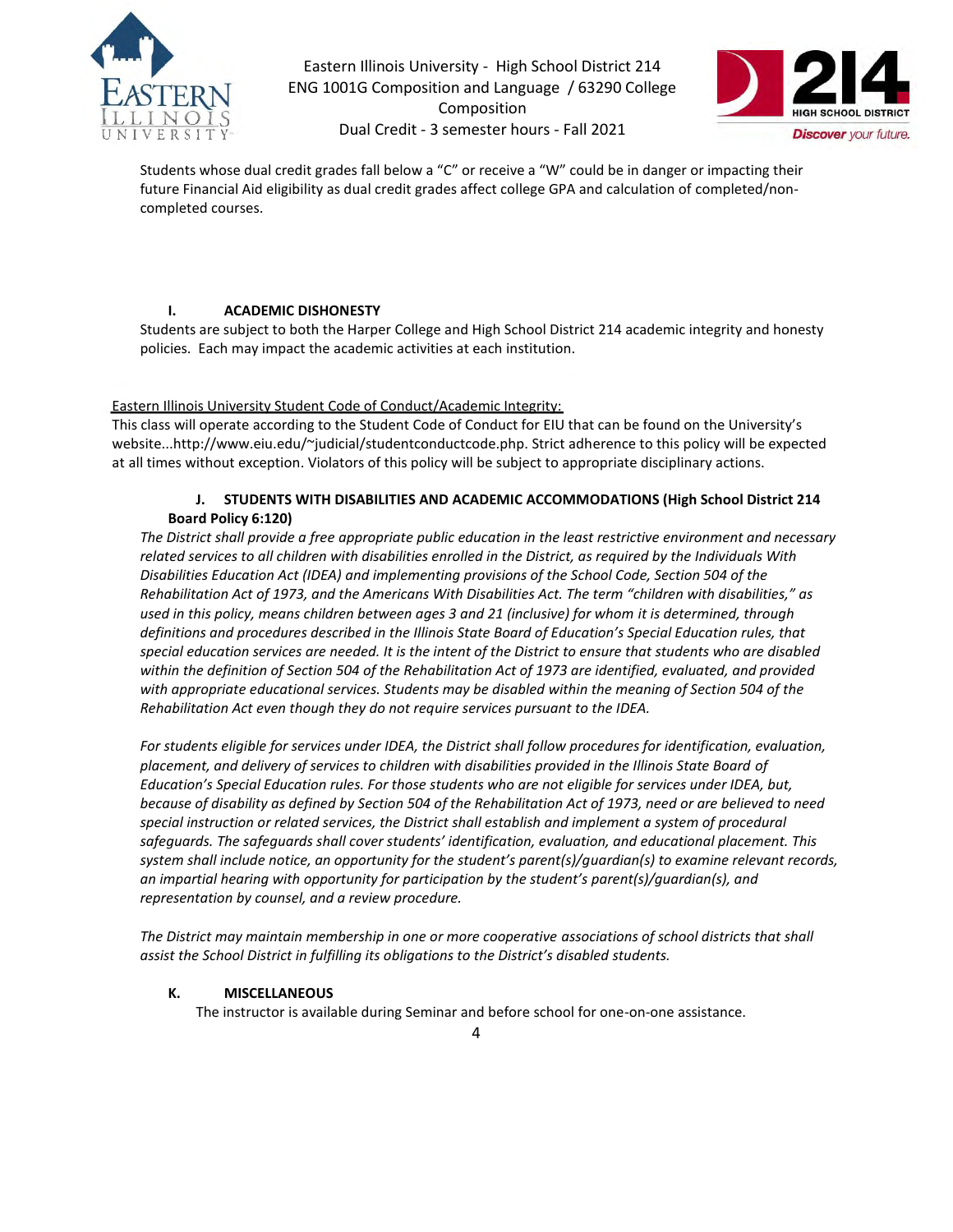Students whose dual credit grades fall below a "C" or receive a "W" could be in danger or impacting their future Financial Aid eligibility as dual credit grades affect college GPA and calculation of completed/non-completed courses.

## I. ACADEMIC DISHONESTY

Students are subject to both the Harper College and High School District 214 academic integrity and honesty policies. Each may impact the academic activities at each institution.

Eastern Illinois University Student Code of Conduct/Academic Integrity:

This class will operate according to the Student Code of Conduct for EIU that can be found on the University's website...http://www.eiu.edu/~judicial/studentconductcode.php. Strict adherence to this policy will be expected at all times without exception. Violators of this policy will be subject to appropriate disciplinary actions.

## J. STUDENTS WITH DISABILITIES AND ACADEMIC ACCOMMODATIONS (High School District 214 Board Policy 6:120)

*The District shall provide a free appropriate public education in the least restrictive environment and necessary related services to all children with disabilities enrolled in the District, as required by the Individuals With Disabilities Education Act (IDEA) and implementing provisions of the School Code, Section 504 of the Rehabilitation Act of 1973, and the Americans With Disabilities Act. The term "children with disabilities," as used in this policy, means children between ages 3 and 21 (inclusive) for whom it is determined, through definitions and procedures described in the Illinois State Board of Education's Special Education rules, that special education services are needed. It is the intent of the District to ensure that students who are disabled within the definition of Section 504 of the Rehabilitation Act of 1973 are identified, evaluated, and provided with appropriate educational services. Students may be disabled within the meaning of Section 504 of the Rehabilitation Act even though they do not require services pursuant to the IDEA.*

*For students eligible for services under IDEA, the District shall follow procedures for identification, evaluation, placement, and delivery of services to children with disabilities provided in the Illinois State Board of Education's Special Education rules. For those students who are not eligible for services under IDEA, but, because of disability as defined by Section 504 of the Rehabilitation Act of 1973, need or are believed to need special instruction or related services, the District shall establish and implement a system of procedural safeguards. The safeguards shall cover students' identification, evaluation, and educational placement. This system shall include notice, an opportunity for the student's parent(s)/guardian(s) to examine relevant records, an impartial hearing with opportunity for participation by the student's parent(s)/guardian(s), and representation by counsel, and a review procedure.*

*The District may maintain membership in one or more cooperative associations of school districts that shall assist the School District in fulfilling its obligations to the District's disabled students.*

## K. MISCELLANEOUS

The instructor is available during Seminar and before school for one-on-one assistance.